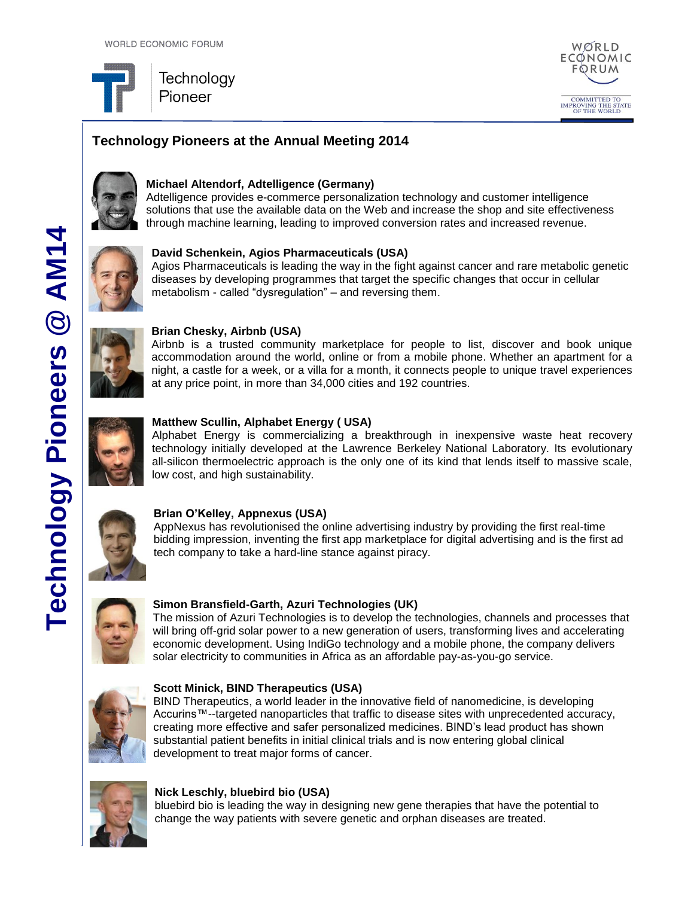WORLD ECONOMIC FORUM

Technology Pioneer

Technology Pioneers @ AM14

## Technology Pioneers at the Annual Meeting 2014

**Michael Altendorf, Adtelligence (Germany)**
Adtelligence provides e-commerce personalization technology and customer intelligence solutions that use the available data on the Web and increase the shop and site effectiveness through machine learning, leading to improved conversion rates and increased revenue.

**David Schenkein, Agios Pharmaceuticals (USA)**
Agios Pharmaceuticals is leading the way in the fight against cancer and rare metabolic genetic diseases by developing programmes that target the specific changes that occur in cellular metabolism - called "dysregulation" – and reversing them.

**Brian Chesky, Airbnb (USA)**
Airbnb is a trusted community marketplace for people to list, discover and book unique accommodation around the world, online or from a mobile phone. Whether an apartment for a night, a castle for a week, or a villa for a month, it connects people to unique travel experiences at any price point, in more than 34,000 cities and 192 countries.

**Matthew Scullin, Alphabet Energy ( USA)**
Alphabet Energy is commercializing a breakthrough in inexpensive waste heat recovery technology initially developed at the Lawrence Berkeley National Laboratory. Its evolutionary all-silicon thermoelectric approach is the only one of its kind that lends itself to massive scale, low cost, and high sustainability.

**Brian O'Kelley, Appnexus (USA)**
AppNexus has revolutionised the online advertising industry by providing the first real-time bidding impression, inventing the first app marketplace for digital advertising and is the first ad tech company to take a hard-line stance against piracy.

**Simon Bransfield-Garth, Azuri Technologies (UK)**
The mission of Azuri Technologies is to develop the technologies, channels and processes that will bring off-grid solar power to a new generation of users, transforming lives and accelerating economic development. Using IndiGo technology and a mobile phone, the company delivers solar electricity to communities in Africa as an affordable pay-as-you-go service.

**Scott Minick, BIND Therapeutics (USA)**
BIND Therapeutics, a world leader in the innovative field of nanomedicine, is developing Accurins™--targeted nanoparticles that traffic to disease sites with unprecedented accuracy, creating more effective and safer personalized medicines. BIND's lead product has shown substantial patient benefits in initial clinical trials and is now entering global clinical development to treat major forms of cancer.

**Nick Leschly, bluebird bio (USA)**
bluebird bio is leading the way in designing new gene therapies that have the potential to change the way patients with severe genetic and orphan diseases are treated.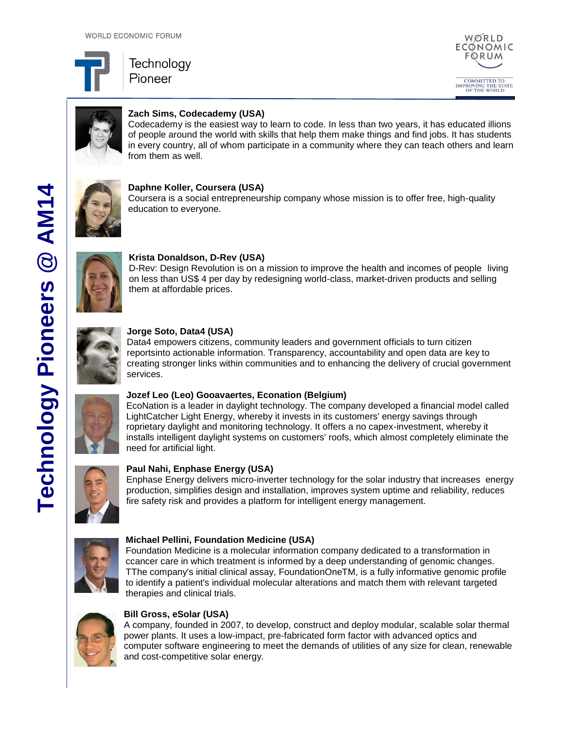# Technology Pioneers @ AM14

**Zach Sims, Codecademy (USA)**
Codecademy is the easiest way to learn to code. In less than two years, it has educated illions of people around the world with skills that help them make things and find jobs. It has students in every country, all of whom participate in a community where they can teach others and learn from them as well.

**Daphne Koller, Coursera (USA)**
Coursera is a social entrepreneurship company whose mission is to offer free, high-quality education to everyone.

**Krista Donaldson, D-Rev (USA)**
D-Rev: Design Revolution is on a mission to improve the health and incomes of people living on less than US$ 4 per day by redesigning world-class, market-driven products and selling them at affordable prices.

**Jorge Soto, Data4 (USA)**
Data4 empowers citizens, community leaders and government officials to turn citizen reportsinto actionable information. Transparency, accountability and open data are key to creating stronger links within communities and to enhancing the delivery of crucial government services.

**Jozef Leo (Leo) Gooavaertes, Econation (Belgium)**
EcoNation is a leader in daylight technology. The company developed a financial model called LightCatcher Light Energy, whereby it invests in its customers' energy savings through roprietary daylight and monitoring technology. It offers a no capex-investment, whereby it installs intelligent daylight systems on customers' roofs, which almost completely eliminate the need for artificial light.

**Paul Nahi, Enphase Energy (USA)**
Enphase Energy delivers micro-inverter technology for the solar industry that increases energy production, simplifies design and installation, improves system uptime and reliability, reduces fire safety risk and provides a platform for intelligent energy management.

**Michael Pellini, Foundation Medicine (USA)**
Foundation Medicine is a molecular information company dedicated to a transformation in ccancer care in which treatment is informed by a deep understanding of genomic changes. TThe company's initial clinical assay, FoundationOneTM, is a fully informative genomic profile to identify a patient's individual molecular alterations and match them with relevant targeted therapies and clinical trials.

**Bill Gross, eSolar (USA)**
A company, founded in 2007, to develop, construct and deploy modular, scalable solar thermal power plants. It uses a low-impact, pre-fabricated form factor with advanced optics and computer software engineering to meet the demands of utilities of any size for clean, renewable and cost-competitive solar energy.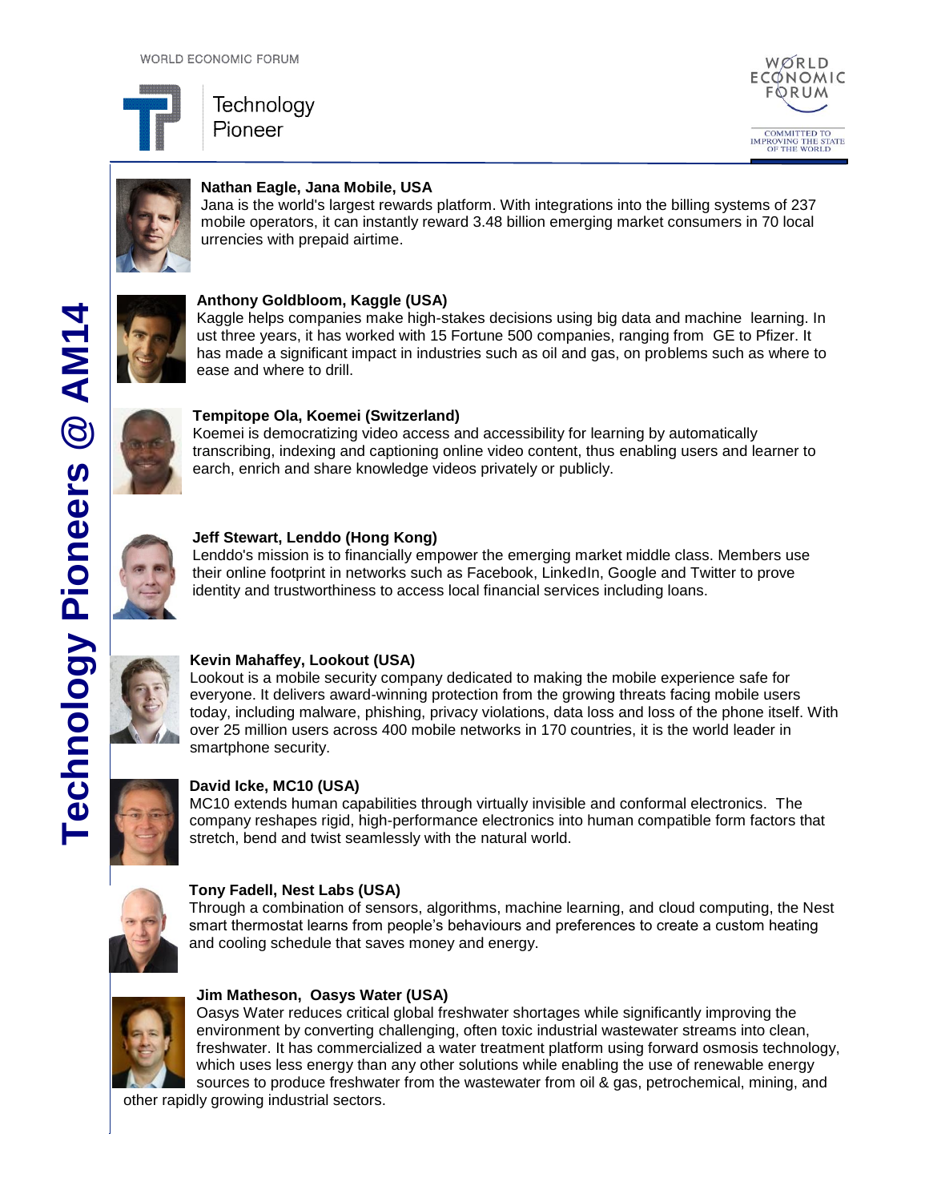WORLD ECONOMIC FORUM

Technology Pioneer

# Technology Pioneers @ AM14

**Nathan Eagle, Jana Mobile, USA**
Jana is the world's largest rewards platform. With integrations into the billing systems of 237 mobile operators, it can instantly reward 3.48 billion emerging market consumers in 70 local urrencies with prepaid airtime.

**Anthony Goldbloom, Kaggle (USA)**
Kaggle helps companies make high-stakes decisions using big data and machine learning. In ust three years, it has worked with 15 Fortune 500 companies, ranging from GE to Pfizer. It has made a significant impact in industries such as oil and gas, on problems such as where to ease and where to drill.

**Tempitope Ola, Koemei (Switzerland)**
Koemei is democratizing video access and accessibility for learning by automatically transcribing, indexing and captioning online video content, thus enabling users and learner to earch, enrich and share knowledge videos privately or publicly.

**Jeff Stewart, Lenddo (Hong Kong)**
Lenddo's mission is to financially empower the emerging market middle class. Members use their online footprint in networks such as Facebook, LinkedIn, Google and Twitter to prove identity and trustworthiness to access local financial services including loans.

**Kevin Mahaffey, Lookout (USA)**
Lookout is a mobile security company dedicated to making the mobile experience safe for everyone. It delivers award-winning protection from the growing threats facing mobile users today, including malware, phishing, privacy violations, data loss and loss of the phone itself. With over 25 million users across 400 mobile networks in 170 countries, it is the world leader in smartphone security.

**David Icke, MC10 (USA)**
MC10 extends human capabilities through virtually invisible and conformal electronics. The company reshapes rigid, high-performance electronics into human compatible form factors that stretch, bend and twist seamlessly with the natural world.

**Tony Fadell, Nest Labs (USA)**
Through a combination of sensors, algorithms, machine learning, and cloud computing, the Nest smart thermostat learns from people's behaviours and preferences to create a custom heating and cooling schedule that saves money and energy.

**Jim Matheson, Oasys Water (USA)**
Oasys Water reduces critical global freshwater shortages while significantly improving the environment by converting challenging, often toxic industrial wastewater streams into clean, freshwater. It has commercialized a water treatment platform using forward osmosis technology, which uses less energy than any other solutions while enabling the use of renewable energy sources to produce freshwater from the wastewater from oil & gas, petrochemical, mining, and other rapidly growing industrial sectors.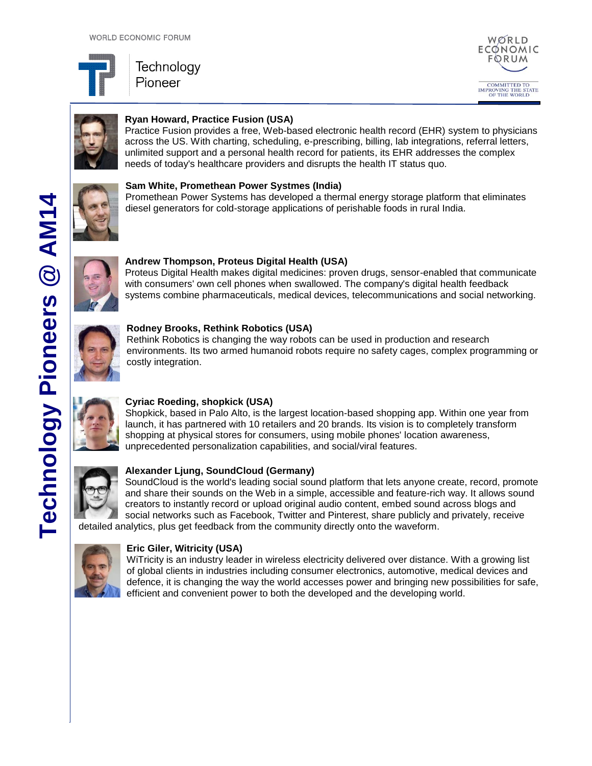Technology Pioneers @ AM14

**Ryan Howard, Practice Fusion (USA)**
Practice Fusion provides a free, Web-based electronic health record (EHR) system to physicians across the US. With charting, scheduling, e-prescribing, billing, lab integrations, referral letters, unlimited support and a personal health record for patients, its EHR addresses the complex needs of today's healthcare providers and disrupts the health IT status quo.

**Sam White, Promethean Power Systmes (India)**
Promethean Power Systems has developed a thermal energy storage platform that eliminates diesel generators for cold-storage applications of perishable foods in rural India.

**Andrew Thompson, Proteus Digital Health (USA)**
Proteus Digital Health makes digital medicines: proven drugs, sensor-enabled that communicate with consumers' own cell phones when swallowed. The company's digital health feedback systems combine pharmaceuticals, medical devices, telecommunications and social networking.

**Rodney Brooks, Rethink Robotics (USA)**
Rethink Robotics is changing the way robots can be used in production and research environments. Its two armed humanoid robots require no safety cages, complex programming or costly integration.

**Cyriac Roeding, shopkick (USA)**
Shopkick, based in Palo Alto, is the largest location-based shopping app. Within one year from launch, it has partnered with 10 retailers and 20 brands. Its vision is to completely transform shopping at physical stores for consumers, using mobile phones' location awareness, unprecedented personalization capabilities, and social/viral features.

**Alexander Ljung, SoundCloud (Germany)**
SoundCloud is the world's leading social sound platform that lets anyone create, record, promote and share their sounds on the Web in a simple, accessible and feature-rich way. It allows sound creators to instantly record or upload original audio content, embed sound across blogs and social networks such as Facebook, Twitter and Pinterest, share publicly and privately, receive detailed analytics, plus get feedback from the community directly onto the waveform.

**Eric Giler, Witricity (USA)**
WiTricity is an industry leader in wireless electricity delivered over distance. With a growing list of global clients in industries including consumer electronics, automotive, medical devices and defence, it is changing the way the world accesses power and bringing new possibilities for safe, efficient and convenient power to both the developed and the developing world.